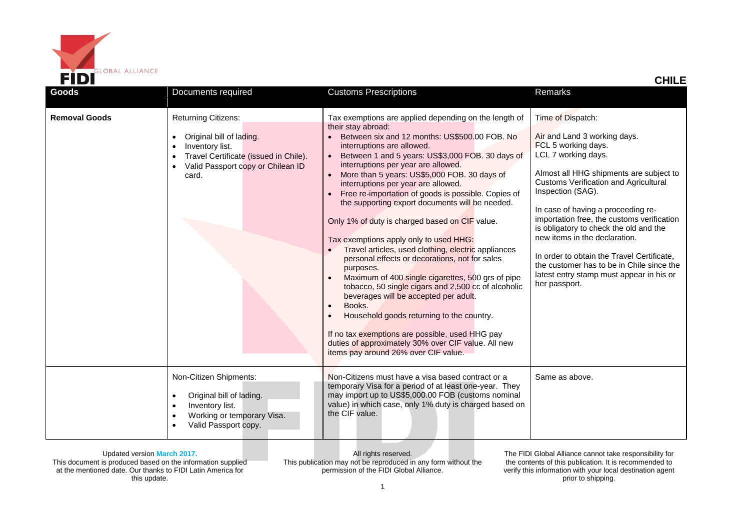# CHILE

| Goods | Documents required | Customs Prescriptions | Remarks |
|---|---|---|---|
| **Removal Goods** | Returning Citizens:<br><br>• Original bill of lading.<br>• Inventory list.<br>• Travel Certificate (issued in Chile).<br>• Valid Passport copy or Chilean ID card. | Tax exemptions are applied depending on the length of their stay abroad:<br>• Between six and 12 months: US$500.00 FOB. No interruptions are allowed.<br>• Between 1 and 5 years: US$3,000 FOB. 30 days of interruptions per year are allowed.<br>• More than 5 years: US$5,000 FOB. 30 days of interruptions per year are allowed.<br>• Free re-importation of goods is possible. Copies of the supporting export documents will be needed.<br><br>Only 1% of duty is charged based on CIF value.<br><br>Tax exemptions apply only to used HHG:<br>• Travel articles, used clothing, electric appliances personal effects or decorations, not for sales purposes.<br>• Maximum of 400 single cigarettes, 500 grs of pipe tobacco, 50 single cigars and 2,500 cc of alcoholic beverages will be accepted per adult.<br>• Books.<br>• Household goods returning to the country.<br><br>If no tax exemptions are possible, used HHG pay duties of approximately 30% over CIF value. All new items pay around 26% over CIF value. | Time of Dispatch:<br><br>Air and Land 3 working days.<br>FCL 5 working days.<br>LCL 7 working days.<br><br>Almost all HHG shipments are subject to Customs Verification and Agricultural Inspection (SAG).<br><br>In case of having a proceeding re-importation free, the customs verification is obligatory to check the old and the new items in the declaration.<br><br>In order to obtain the Travel Certificate, the customer has to be in Chile since the latest entry stamp must appear in his or her passport. |
| | Non-Citizen Shipments:<br><br>• Original bill of lading.<br>• Inventory list.<br>• Working or temporary Visa.<br>• Valid Passport copy. | Non-Citizens must have a visa based contract or a temporary Visa for a period of at least one-year. They may import up to US$5,000.00 FOB (customs nominal value) in which case, only 1% duty is charged based on the CIF value. | Same as above. |

Updated version **March 2017.**
This document is produced based on the information supplied at the mentioned date. Our thanks to FIDI Latin America for this update.

All rights reserved.
This publication may not be reproduced in any form without the permission of the FIDI Global Alliance.

The FIDI Global Alliance cannot take responsibility for the contents of this publication. It is recommended to verify this information with your local destination agent prior to shipping.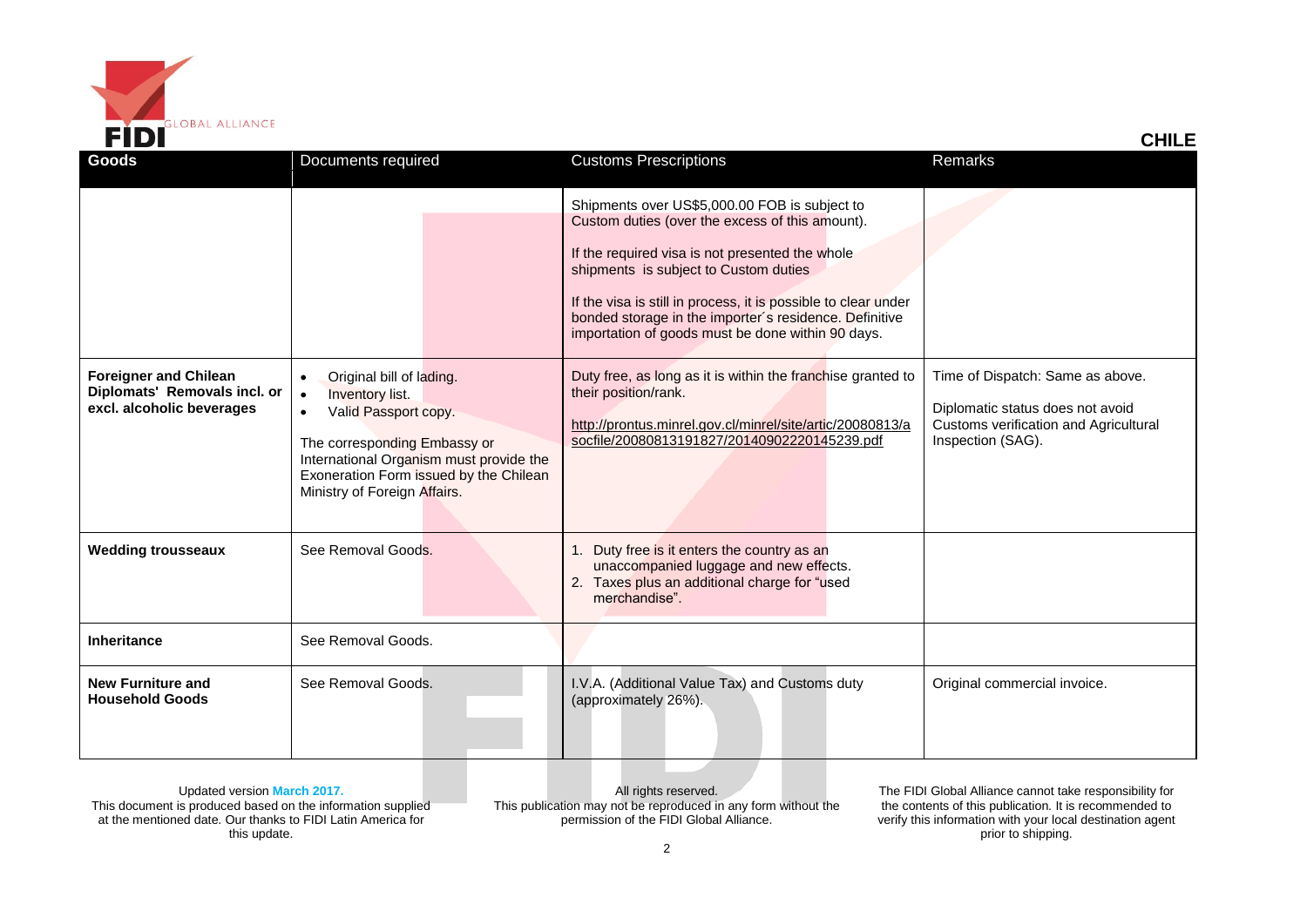CHILE

| Goods | Documents required | Customs Prescriptions | Remarks |
|---|---|---|---|
| | | Shipments over US$5,000.00 FOB is subject to Custom duties (over the excess of this amount).<br><br>If the required visa is not presented the whole shipments is subject to Custom duties<br><br>If the visa is still in process, it is possible to clear under bonded storage in the importer´s residence. Definitive importation of goods must be done within 90 days. | |
| **Foreigner and Chilean Diplomats' Removals incl. or excl. alcoholic beverages** | • Original bill of lading.<br>• Inventory list.<br>• Valid Passport copy.<br><br>The corresponding Embassy or International Organism must provide the Exoneration Form issued by the Chilean Ministry of Foreign Affairs. | Duty free, as long as it is within the franchise granted to their position/rank.<br><br>http://prontus.minrel.gov.cl/minrel/site/artic/20080813/asocfile/20080813191827/20140902220145239.pdf | Time of Dispatch: Same as above.<br><br>Diplomatic status does not avoid Customs verification and Agricultural Inspection (SAG). |
| **Wedding trousseaux** | See Removal Goods. | 1. Duty free is it enters the country as an unaccompanied luggage and new effects.<br>2. Taxes plus an additional charge for "used merchandise". | |
| **Inheritance** | See Removal Goods. | | |
| **New Furniture and Household Goods** | See Removal Goods. | I.V.A. (Additional Value Tax) and Customs duty (approximately 26%). | Original commercial invoice. |

Updated version **March 2017.**
This document is produced based on the information supplied at the mentioned date. Our thanks to FIDI Latin America for this update.

All rights reserved.
This publication may not be reproduced in any form without the permission of the FIDI Global Alliance.

The FIDI Global Alliance cannot take responsibility for the contents of this publication. It is recommended to verify this information with your local destination agent prior to shipping.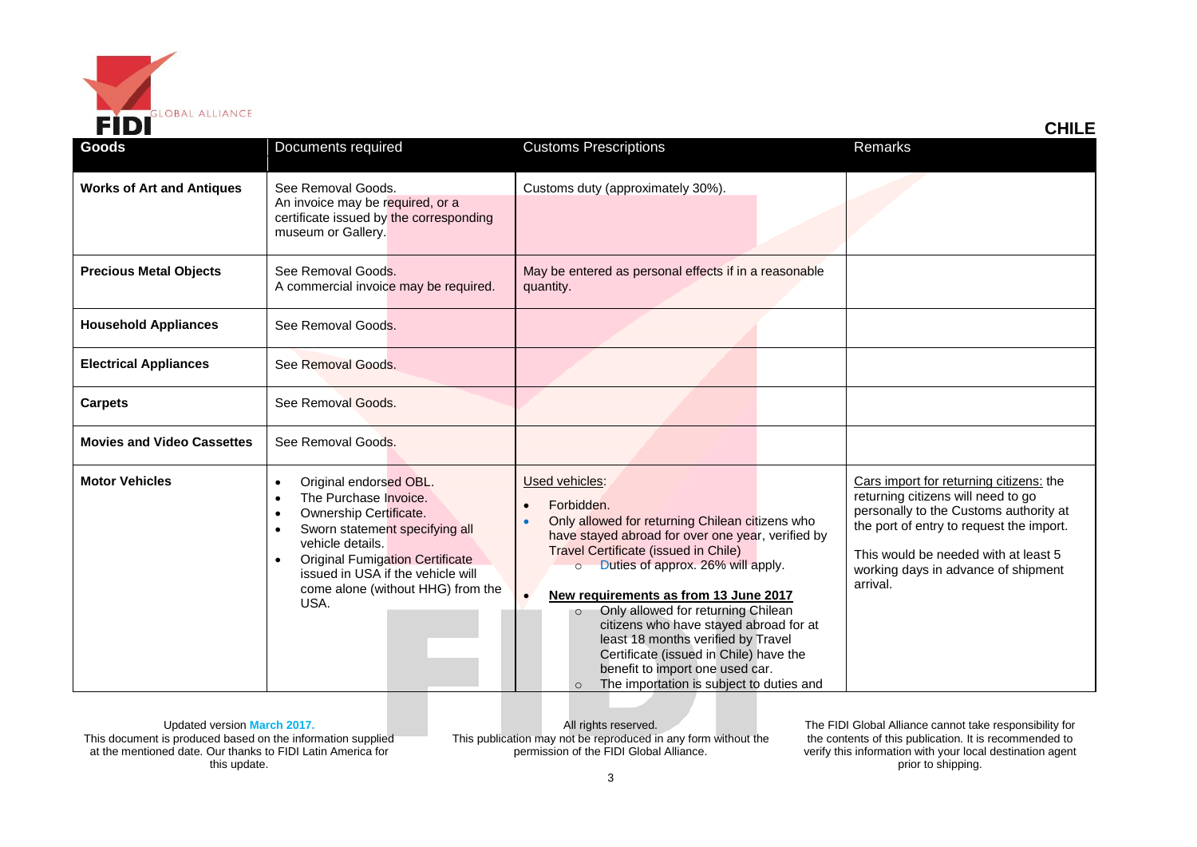# CHILE

| Goods | Documents required | Customs Prescriptions | Remarks |
|---|---|---|---|
| **Works of Art and Antiques** | See Removal Goods.<br>An invoice may be required, or a certificate issued by the corresponding museum or Gallery. | Customs duty (approximately 30%). | |
| **Precious Metal Objects** | See Removal Goods.<br>A commercial invoice may be required. | May be entered as personal effects if in a reasonable quantity. | |
| **Household Appliances** | See Removal Goods. | | |
| **Electrical Appliances** | See Removal Goods. | | |
| **Carpets** | See Removal Goods. | | |
| **Movies and Video Cassettes** | See Removal Goods. | | |
| **Motor Vehicles** | • Original endorsed OBL.<br>• The Purchase Invoice.<br>• Ownership Certificate.<br>• Sworn statement specifying all vehicle details.<br>• Original Fumigation Certificate issued in USA if the vehicle will come alone (without HHG) from the USA. | Used vehicles:<br>• Forbidden.<br>• Only allowed for returning Chilean citizens who have stayed abroad for over one year, verified by Travel Certificate (issued in Chile)<br>  ○ Duties of approx. 26% will apply.<br>• **New requirements as from 13 June 2017**<br>  ○ Only allowed for returning Chilean citizens who have stayed abroad for at least 18 months verified by Travel Certificate (issued in Chile) have the benefit to import one used car.<br>  ○ The importation is subject to duties and | Cars import for returning citizens: the returning citizens will need to go personally to the Customs authority at the port of entry to request the import.<br><br>This would be needed with at least 5 working days in advance of shipment arrival. |

Updated version March 2017.
This document is produced based on the information supplied at the mentioned date. Our thanks to FIDI Latin America for this update.

All rights reserved.
This publication may not be reproduced in any form without the permission of the FIDI Global Alliance.

The FIDI Global Alliance cannot take responsibility for the contents of this publication. It is recommended to verify this information with your local destination agent prior to shipping.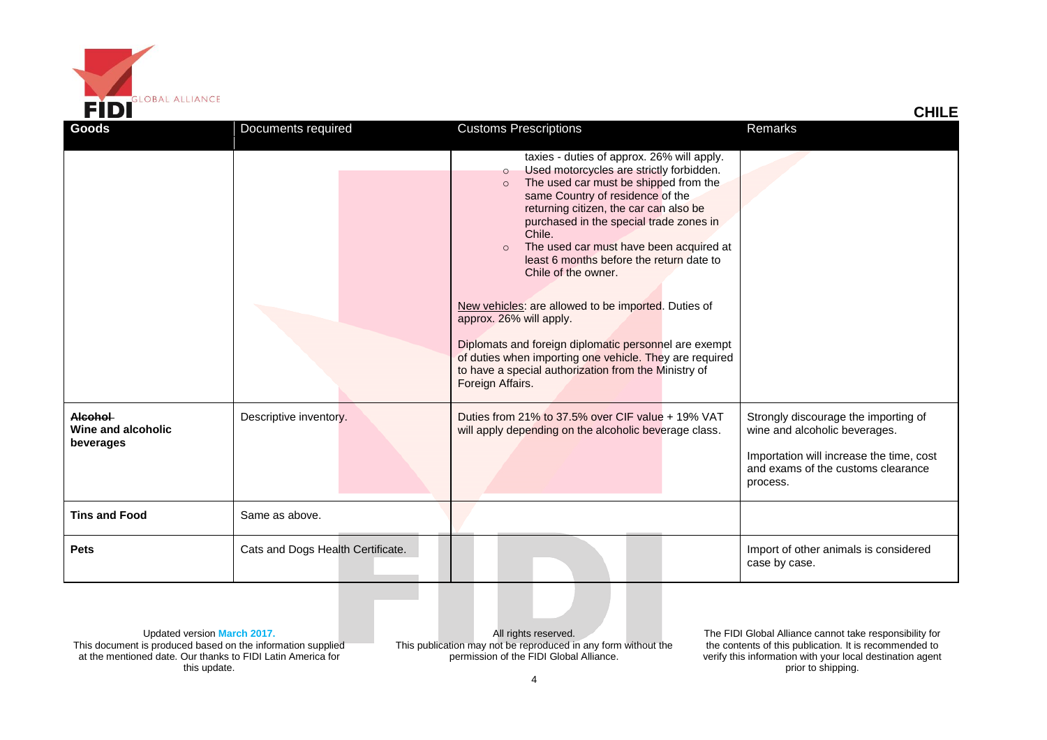## CHILE

| Goods | Documents required | Customs Prescriptions | Remarks |
|---|---|---|---|
| | | taxies - duties of approx. 26% will apply.<br>◦ Used motorcycles are strictly forbidden.<br>◦ The used car must be shipped from the same Country of residence of the returning citizen, the car can also be purchased in the special trade zones in Chile.<br>◦ The used car must have been acquired at least 6 months before the return date to Chile of the owner.<br><br>New vehicles: are allowed to be imported. Duties of approx. 26% will apply.<br><br>Diplomats and foreign diplomatic personnel are exempt of duties when importing one vehicle. They are required to have a special authorization from the Ministry of Foreign Affairs. | |
| ~~**Alcohol**~~<br>**Wine and alcoholic beverages** | Descriptive inventory. | Duties from 21% to 37.5% over CIF value + 19% VAT will apply depending on the alcoholic beverage class. | Strongly discourage the importing of wine and alcoholic beverages.<br><br>Importation will increase the time, cost and exams of the customs clearance process. |
| **Tins and Food** | Same as above. | | |
| **Pets** | Cats and Dogs Health Certificate. | | Import of other animals is considered case by case. |

Updated version **March 2017.**
This document is produced based on the information supplied at the mentioned date. Our thanks to FIDI Latin America for this update.

All rights reserved.
This publication may not be reproduced in any form without the permission of the FIDI Global Alliance.

The FIDI Global Alliance cannot take responsibility for the contents of this publication. It is recommended to verify this information with your local destination agent prior to shipping.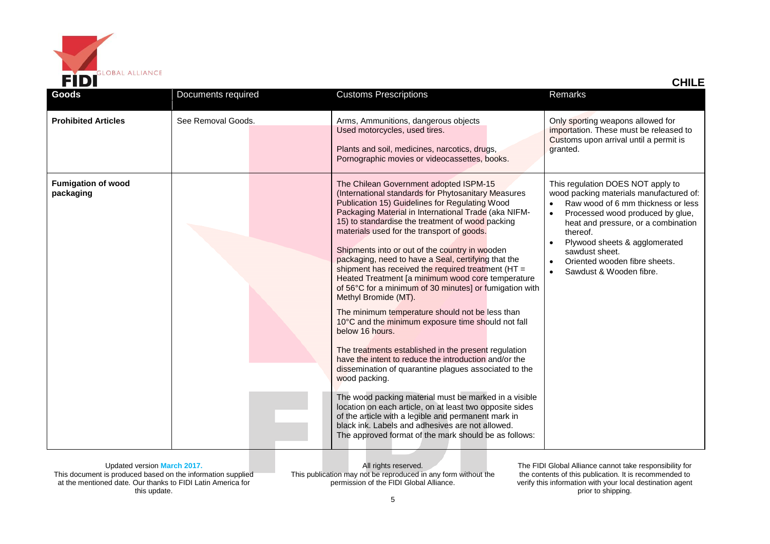**CHILE**

| Goods | Documents required | Customs Prescriptions | Remarks |
|---|---|---|---|
| **Prohibited Articles** | See Removal Goods. | Arms, Ammunitions, dangerous objects<br>Used motorcycles, used tires.<br><br>Plants and soil, medicines, narcotics, drugs,<br>Pornographic movies or videocassettes, books. | Only sporting weapons allowed for importation. These must be released to Customs upon arrival until a permit is granted. |
| **Fumigation of wood packaging** | | The Chilean Government adopted ISPM-15 (International standards for Phytosanitary Measures Publication 15) Guidelines for Regulating Wood Packaging Material in International Trade (aka NIFM-15) to standardise the treatment of wood packing materials used for the transport of goods.<br><br>Shipments into or out of the country in wooden packaging, need to have a Seal, certifying that the shipment has received the required treatment (HT = Heated Treatment [a minimum wood core temperature of 56°C for a minimum of 30 minutes] or fumigation with Methyl Bromide (MT).<br><br>The minimum temperature should not be less than 10°C and the minimum exposure time should not fall below 16 hours.<br><br>The treatments established in the present regulation have the intent to reduce the introduction and/or the dissemination of quarantine plagues associated to the wood packing.<br><br>The wood packing material must be marked in a visible location on each article, on at least two opposite sides of the article with a legible and permanent mark in black ink. Labels and adhesives are not allowed.<br>The approved format of the mark should be as follows: | This regulation DOES NOT apply to wood packing materials manufactured of:<br>• Raw wood of 6 mm thickness or less<br>• Processed wood produced by glue, heat and pressure, or a combination thereof.<br>• Plywood sheets & agglomerated sawdust sheet.<br>• Oriented wooden fibre sheets.<br>• Sawdust & Wooden fibre. |

Updated version March 2017.
This document is produced based on the information supplied at the mentioned date. Our thanks to FIDI Latin America for this update.

All rights reserved.
This publication may not be reproduced in any form without the permission of the FIDI Global Alliance.

The FIDI Global Alliance cannot take responsibility for the contents of this publication. It is recommended to verify this information with your local destination agent prior to shipping.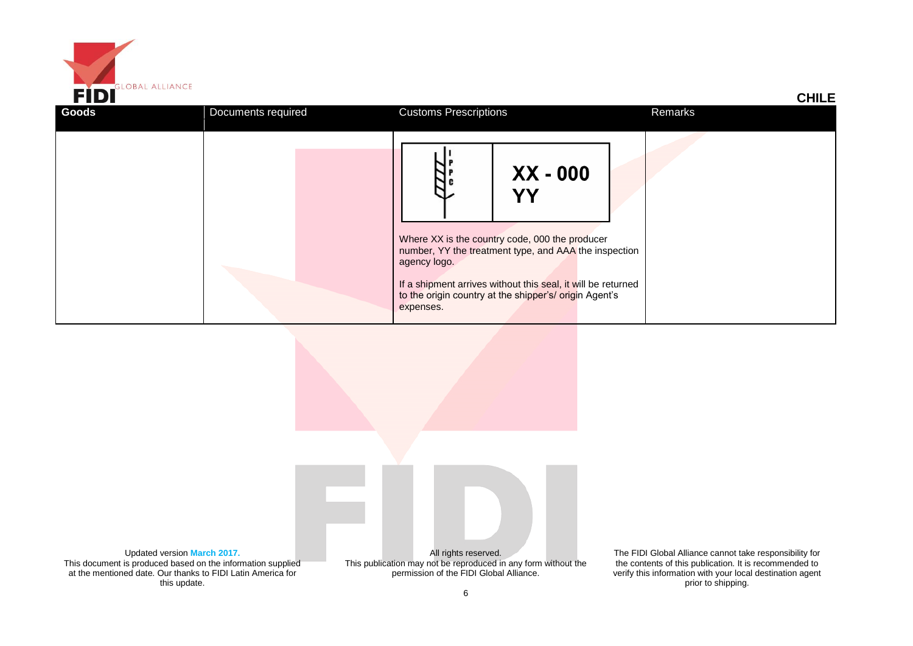**CHILE**

| Goods | Documents required | Customs Prescriptions | Remarks |
|---|---|---|---|
| | | IPPC XX - 000 YY<br><br>Where XX is the country code, 000 the producer number, YY the treatment type, and AAA the inspection agency logo.<br><br>If a shipment arrives without this seal, it will be returned to the origin country at the shipper's/ origin Agent's expenses. | |

Updated version **March 2017.**
This document is produced based on the information supplied at the mentioned date. Our thanks to FIDI Latin America for this update.

All rights reserved.
This publication may not be reproduced in any form without the permission of the FIDI Global Alliance.

The FIDI Global Alliance cannot take responsibility for the contents of this publication. It is recommended to verify this information with your local destination agent prior to shipping.